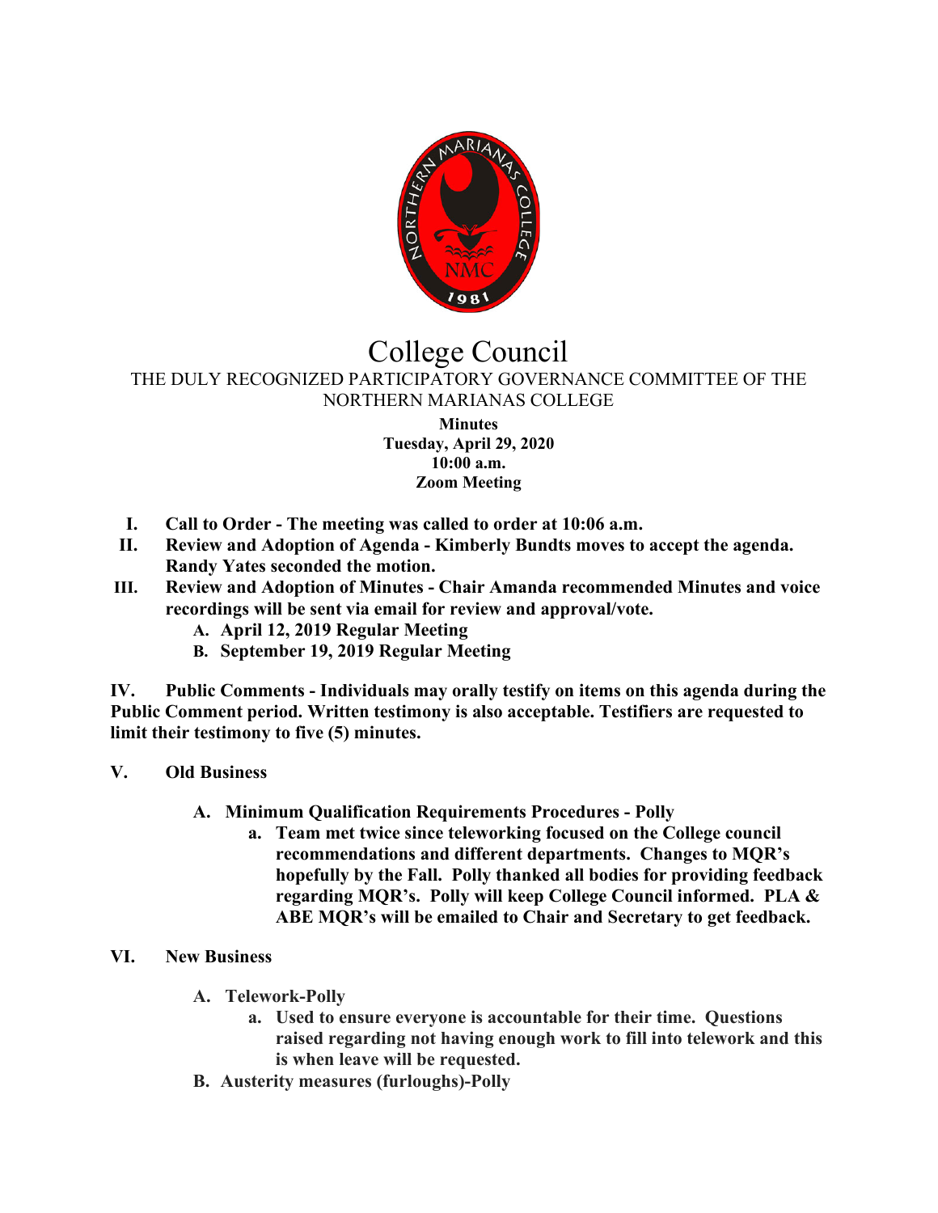# College Council

THE DULY RECOGNIZED PARTICIPATORY GOVERNANCE COMMITTEE OF THE NORTHERN MARIANAS COLLEGE

**Minutes**
**Tuesday, April 29, 2020**
**10:00 a.m.**
**Zoom Meeting**

I. **Call to Order - The meeting was called to order at 10:06 a.m.**

II. **Review and Adoption of Agenda - Kimberly Bundts moves to accept the agenda. Randy Yates seconded the motion.**

III. **Review and Adoption of Minutes - Chair Amanda recommended Minutes and voice recordings will be sent via email for review and approval/vote.**
   - **A. April 12, 2019 Regular Meeting**
   - **B. September 19, 2019 Regular Meeting**

IV. **Public Comments - Individuals may orally testify on items on this agenda during the Public Comment period. Written testimony is also acceptable. Testifiers are requested to limit their testimony to five (5) minutes.**

V. **Old Business**

   - **A. Minimum Qualification Requirements Procedures - Polly**
     - **a. Team met twice since teleworking focused on the College council recommendations and different departments. Changes to MQR's hopefully by the Fall. Polly thanked all bodies for providing feedback regarding MQR's. Polly will keep College Council informed. PLA & ABE MQR's will be emailed to Chair and Secretary to get feedback.**

VI. **New Business**

   - **A. Telework-Polly**
     - **a. Used to ensure everyone is accountable for their time. Questions raised regarding not having enough work to fill into telework and this is when leave will be requested.**
   - **B. Austerity measures (furloughs)-Polly**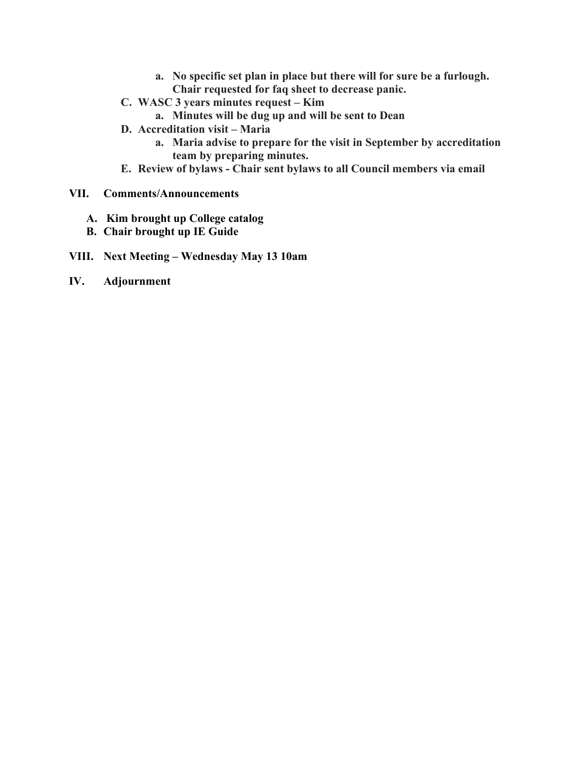a. **No specific set plan in place but there will for sure be a furlough. Chair requested for faq sheet to decrease panic.**

**C. WASC 3 years minutes request – Kim**

a. **Minutes will be dug up and will be sent to Dean**

**D. Accreditation visit – Maria**

a. **Maria advise to prepare for the visit in September by accreditation team by preparing minutes.**

**E. Review of bylaws - Chair sent bylaws to all Council members via email**

**VII. Comments/Announcements**

**A. Kim brought up College catalog**

**B. Chair brought up IE Guide**

**VIII. Next Meeting – Wednesday May 13 10am**

**IV. Adjournment**